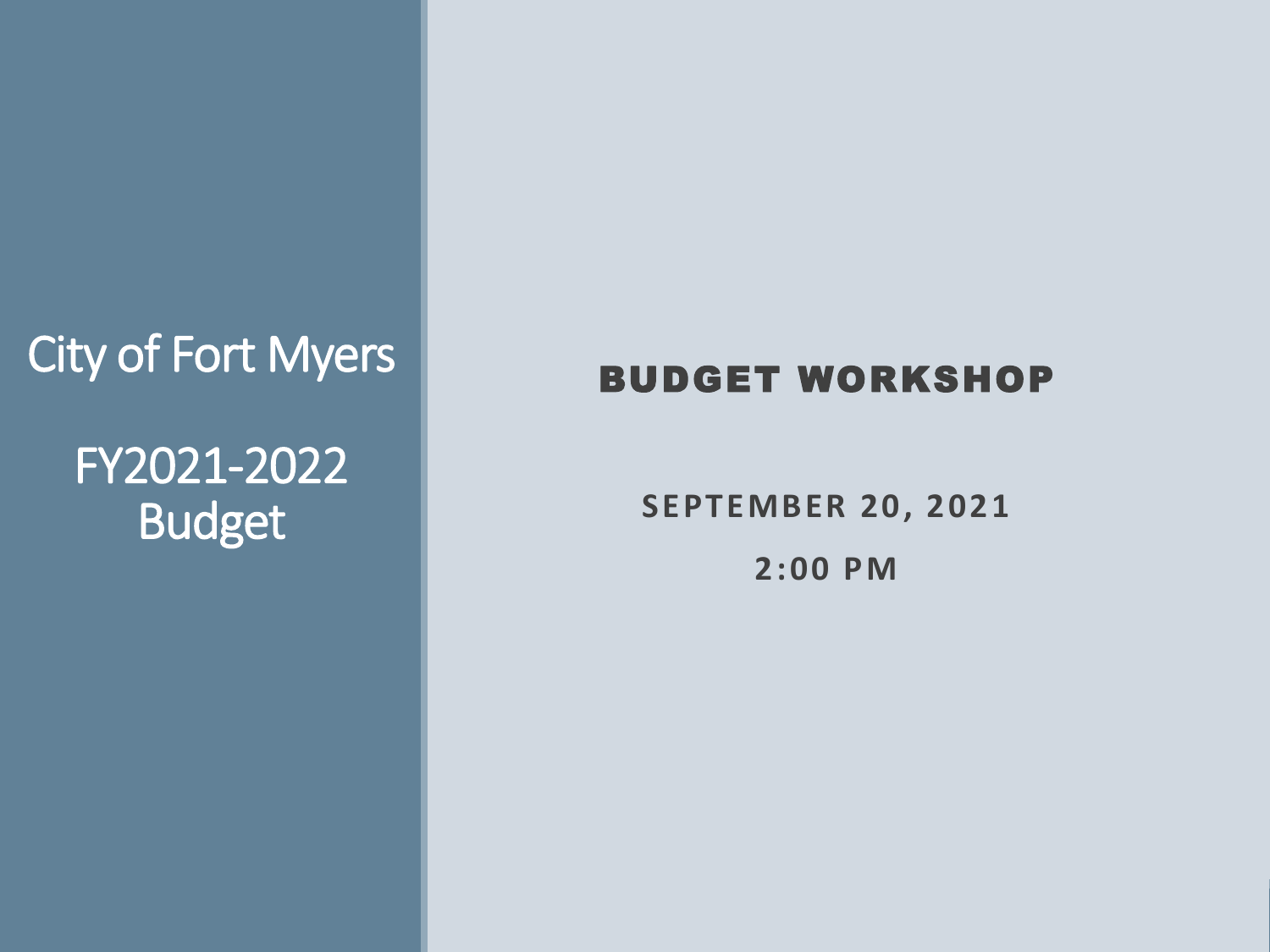# City of Fort Myers

# FY2021-2022 Budget

## BUDGET WORKSHOP

**SEPTEMBER 20, 2021**

**2:00 PM**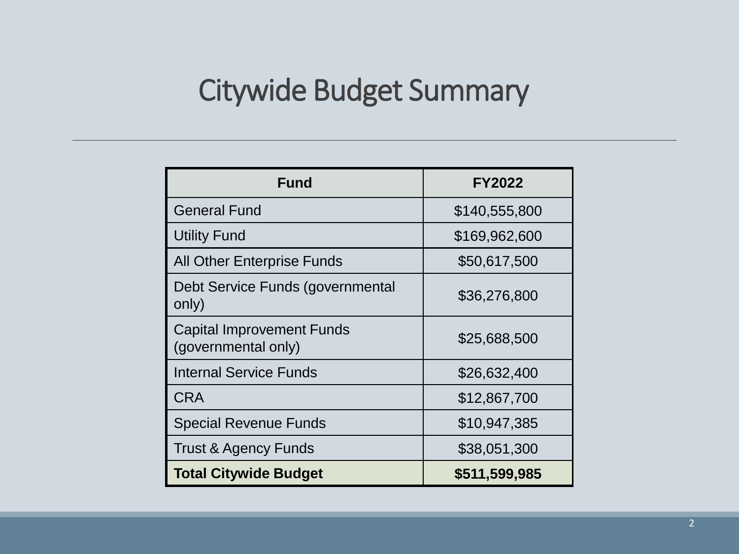# Citywide Budget Summary

| Fund | FY2022 |
|---|---|
| General Fund | $140,555,800 |
| Utility Fund | $169,962,600 |
| All Other Enterprise Funds | $50,617,500 |
| Debt Service Funds (governmental only) | $36,276,800 |
| Capital Improvement Funds (governmental only) | $25,688,500 |
| Internal Service Funds | $26,632,400 |
| CRA | $12,867,700 |
| Special Revenue Funds | $10,947,385 |
| Trust & Agency Funds | $38,051,300 |
| **Total Citywide Budget** | **$511,599,985** |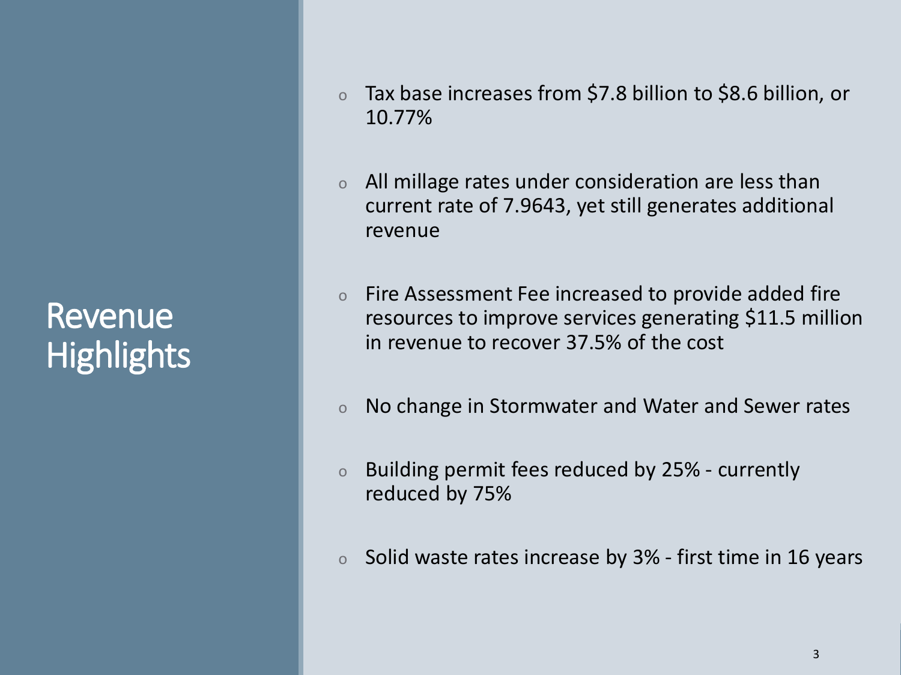# Revenue Highlights

- Tax base increases from $7.8 billion to $8.6 billion, or 10.77%
- All millage rates under consideration are less than current rate of 7.9643, yet still generates additional revenue
- Fire Assessment Fee increased to provide added fire resources to improve services generating $11.5 million in revenue to recover 37.5% of the cost
- No change in Stormwater and Water and Sewer rates
- Building permit fees reduced by 25% - currently reduced by 75%
- Solid waste rates increase by 3% - first time in 16 years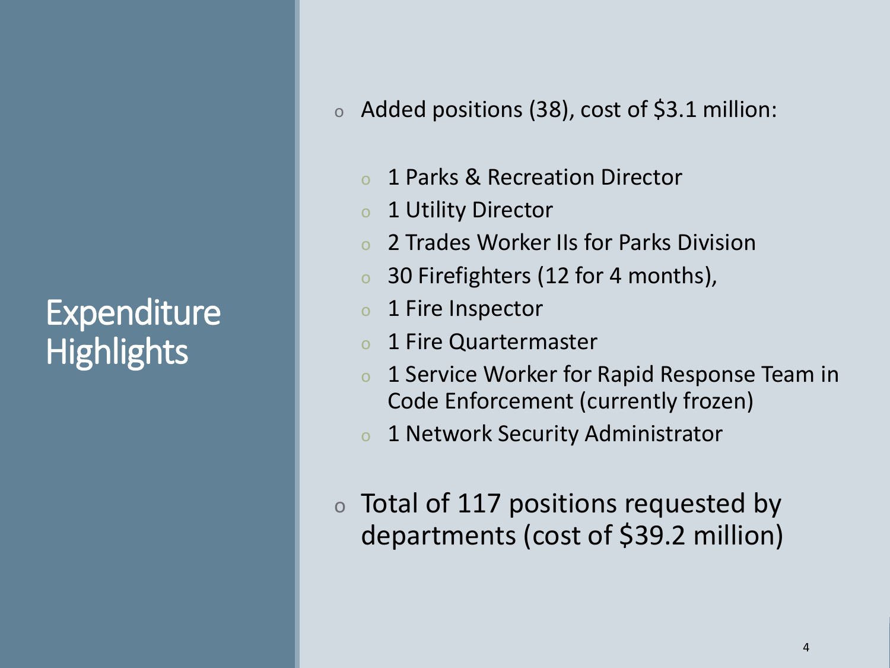# Expenditure Highlights

- Added positions (38), cost of $3.1 million:
  - 1 Parks & Recreation Director
  - 1 Utility Director
  - 2 Trades Worker IIs for Parks Division
  - 30 Firefighters (12 for 4 months),
  - 1 Fire Inspector
  - 1 Fire Quartermaster
  - 1 Service Worker for Rapid Response Team in Code Enforcement (currently frozen)
  - 1 Network Security Administrator
- Total of 117 positions requested by departments (cost of $39.2 million)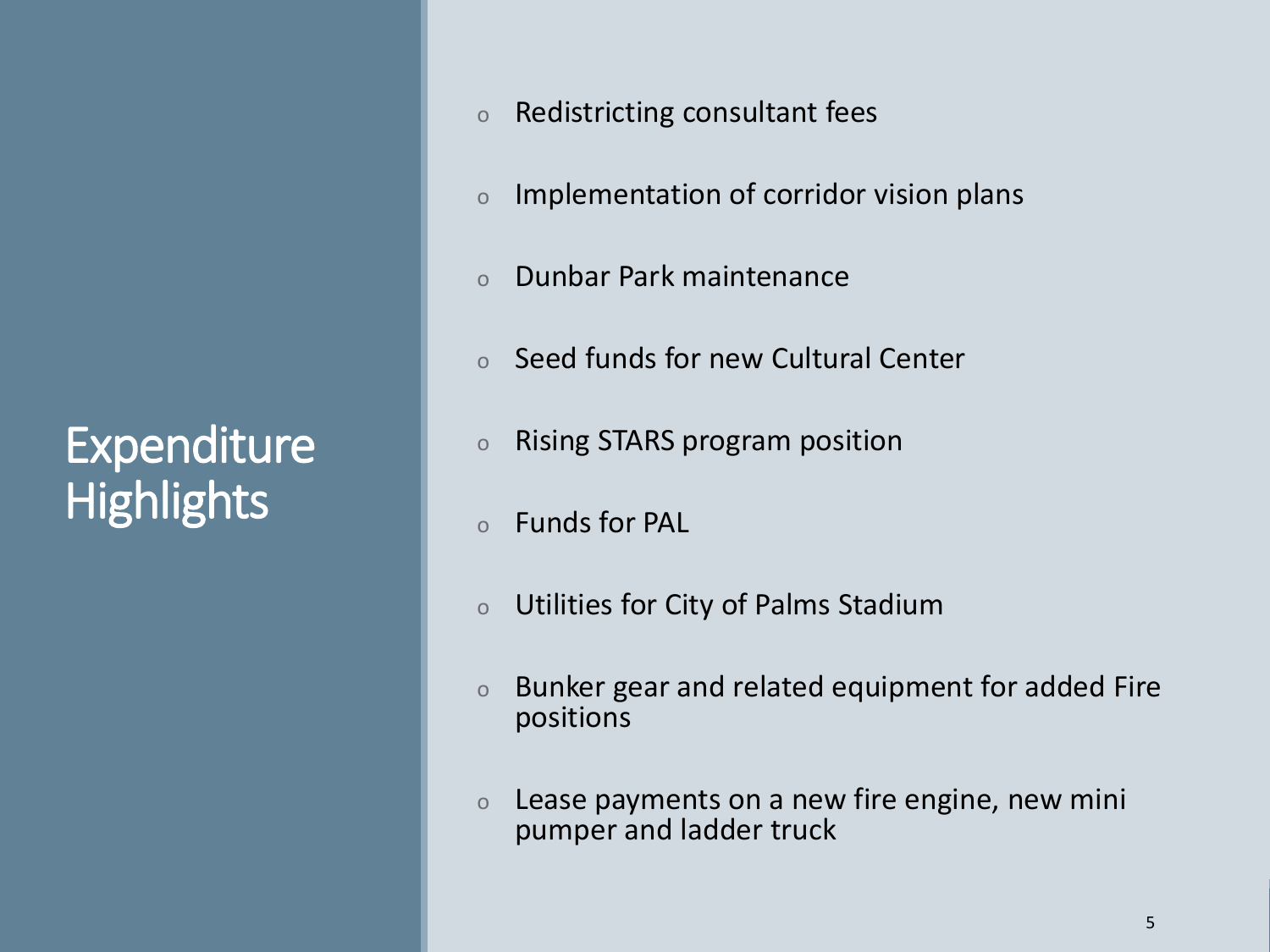# Expenditure Highlights

- Redistricting consultant fees
- Implementation of corridor vision plans
- Dunbar Park maintenance
- Seed funds for new Cultural Center
- Rising STARS program position
- Funds for PAL
- Utilities for City of Palms Stadium
- Bunker gear and related equipment for added Fire positions
- Lease payments on a new fire engine, new mini pumper and ladder truck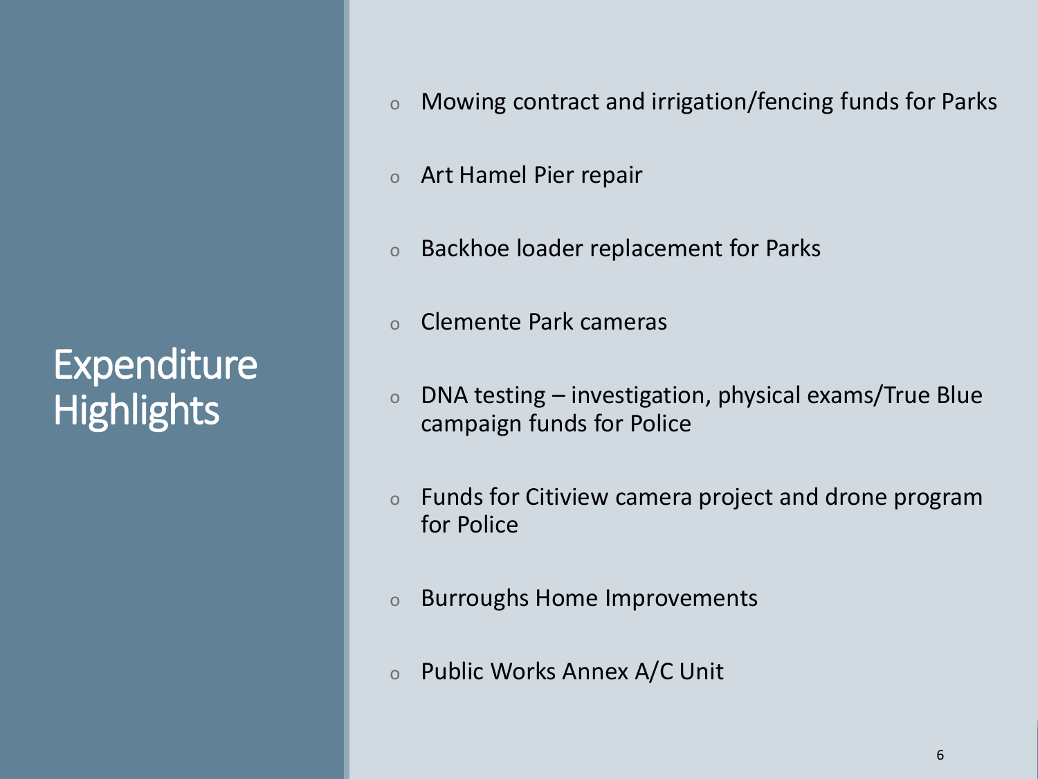# Expenditure Highlights

- Mowing contract and irrigation/fencing funds for Parks
- Art Hamel Pier repair
- Backhoe loader replacement for Parks
- Clemente Park cameras
- DNA testing – investigation, physical exams/True Blue campaign funds for Police
- Funds for Citiview camera project and drone program for Police
- Burroughs Home Improvements
- Public Works Annex A/C Unit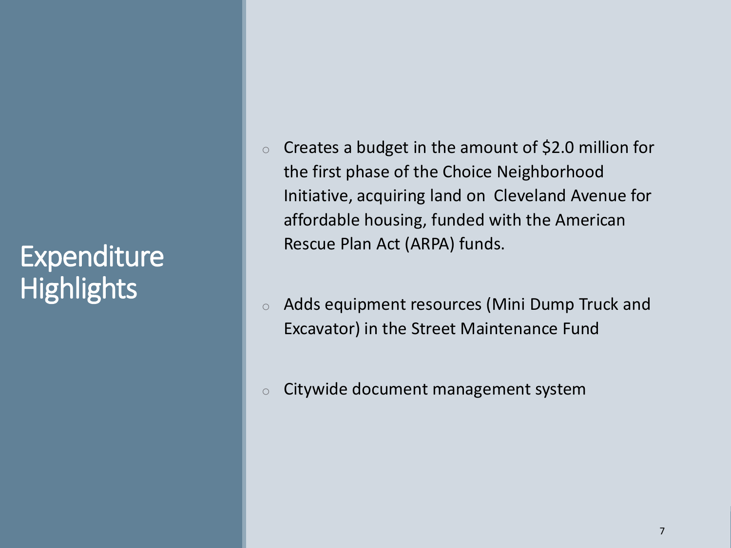# Expenditure Highlights

- Creates a budget in the amount of $2.0 million for the first phase of the Choice Neighborhood Initiative, acquiring land on Cleveland Avenue for affordable housing, funded with the American Rescue Plan Act (ARPA) funds.
- Adds equipment resources (Mini Dump Truck and Excavator) in the Street Maintenance Fund
- Citywide document management system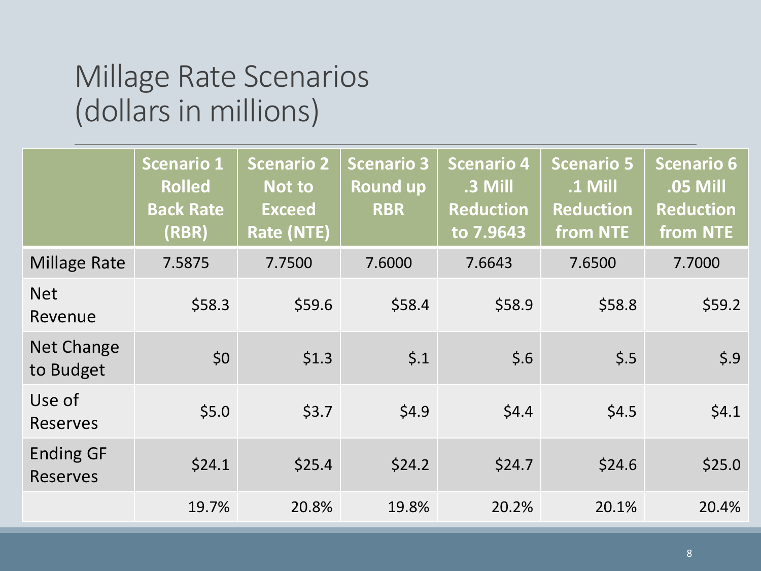# Millage Rate Scenarios (dollars in millions)

| | Scenario 1 Rolled Back Rate (RBR) | Scenario 2 Not to Exceed Rate (NTE) | Scenario 3 Round up RBR | Scenario 4 .3 Mill Reduction to 7.9643 | Scenario 5 .1 Mill Reduction from NTE | Scenario 6 .05 Mill Reduction from NTE |
|---|---|---|---|---|---|---|
| Millage Rate | 7.5875 | 7.7500 | 7.6000 | 7.6643 | 7.6500 | 7.7000 |
| Net Revenue | $58.3 | $59.6 | $58.4 | $58.9 | $58.8 | $59.2 |
| Net Change to Budget | $0 | $1.3 | $.1 | $.6 | $.5 | $.9 |
| Use of Reserves | $5.0 | $3.7 | $4.9 | $4.4 | $4.5 | $4.1 |
| Ending GF Reserves | $24.1 | $25.4 | $24.2 | $24.7 | $24.6 | $25.0 |
| | 19.7% | 20.8% | 19.8% | 20.2% | 20.1% | 20.4% |